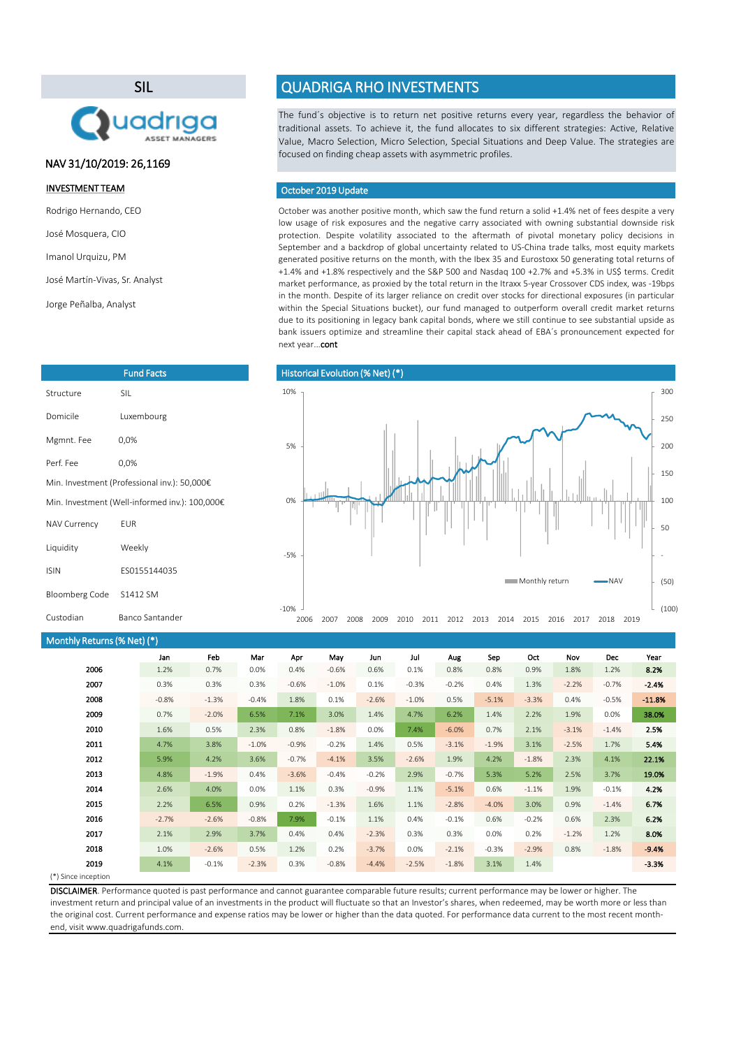## SIL

NAV 31/10/2019: 26,1169

**INVESTMENT TEAM**

Rodrigo Hernando, CEO

José Mosquera, CIO

Imanol Urquizu, PM

José Martín-Vivas, Sr. Analyst

Jorge Peñalba, Analyst

# QUADRIGA RHO INVESTMENTS

The fund´s objective is to return net positive returns every year, regardless the behavior of traditional assets. To achieve it, the fund allocates to six different strategies: Active, Relative Value, Macro Selection, Micro Selection, Special Situations and Deep Value. The strategies are focused on finding cheap assets with asymmetric profiles.

## October 2019 Update

October was another positive month, which saw the fund return a solid +1.4% net of fees despite a very low usage of risk exposures and the negative carry associated with owning substantial downside risk protection. Despite volatility associated to the aftermath of pivotal monetary policy decisions in September and a backdrop of global uncertainty related to US-China trade talks, most equity markets generated positive returns on the month, with the Ibex 35 and Eurostoxx 50 generating total returns of +1.4% and +1.8% respectively and the S&P 500 and Nasdaq 100 +2.7% and +5.3% in US$ terms. Credit market performance, as proxied by the total return in the Itraxx 5-year Crossover CDS index, was -19bps in the month. Despite of its larger reliance on credit over stocks for directional exposures (in particular within the Special Situations bucket), our fund managed to outperform overall credit market returns due to its positioning in legacy bank capital bonds, where we still continue to see substantial upside as bank issuers optimize and streamline their capital stack ahead of EBA´s pronouncement expected for next year...**cont**

## Fund Facts

| | |
|---|---|
| Structure | SIL |
| Domicile | Luxembourg |
| Mgmnt. Fee | 0,0% |
| Perf. Fee | 0,0% |
| Min. Investment (Professional inv.): 50,000€ | |
| Min. Investment (Well-informed inv.): 100,000€ | |
| NAV Currency | EUR |
| Liquidity | Weekly |
| ISIN | ES0155144035 |
| Bloomberg Code | S1412 SM |
| Custodian | Banco Santander |

## Historical Evolution (% Net) (*)

## Monthly Returns (% Net) (*)

| | Jan | Feb | Mar | Apr | May | Jun | Jul | Aug | Sep | Oct | Nov | Dec | Year |
|---|---|---|---|---|---|---|---|---|---|---|---|---|---|
| 2006 | 1.2% | 0.7% | 0.0% | 0.4% | -0.6% | 0.6% | 0.1% | 0.8% | 0.8% | 0.9% | 1.8% | 1.2% | **8.2%** |
| 2007 | 0.3% | 0.3% | 0.3% | -0.6% | -1.0% | 0.1% | -0.3% | -0.2% | 0.4% | 1.3% | -2.2% | -0.7% | **-2.4%** |
| 2008 | -0.8% | -1.3% | -0.4% | 1.8% | 0.1% | -2.6% | -1.0% | 0.5% | -5.1% | -3.3% | 0.4% | -0.5% | **-11.8%** |
| 2009 | 0.7% | -2.0% | 6.5% | 7.1% | 3.0% | 1.4% | 4.7% | 6.2% | 1.4% | 2.2% | 1.9% | 0.0% | **38.0%** |
| 2010 | 1.6% | 0.5% | 2.3% | 0.8% | -1.8% | 0.0% | 7.4% | -6.0% | 0.7% | 2.1% | -3.1% | -1.4% | **2.5%** |
| 2011 | 4.7% | 3.8% | -1.0% | -0.9% | -0.2% | 1.4% | 0.5% | -3.1% | -1.9% | 3.1% | -2.5% | 1.7% | **5.4%** |
| 2012 | 5.9% | 4.2% | 3.6% | -0.7% | -4.1% | 3.5% | -2.6% | 1.9% | 4.2% | -1.8% | 2.3% | 4.1% | **22.1%** |
| 2013 | 4.8% | -1.9% | 0.4% | -3.6% | -0.4% | -0.2% | 2.9% | -0.7% | 5.3% | 5.2% | 2.5% | 3.7% | **19.0%** |
| 2014 | 2.6% | 4.0% | 0.0% | 1.1% | 0.3% | -0.9% | 1.1% | -5.1% | 0.6% | -1.1% | 1.9% | -0.1% | **4.2%** |
| 2015 | 2.2% | 6.5% | 0.9% | 0.2% | -1.3% | 1.6% | 1.1% | -2.8% | -4.0% | 3.0% | 0.9% | -1.4% | **6.7%** |
| 2016 | -2.7% | -2.6% | -0.8% | 7.9% | -0.1% | 1.1% | 0.4% | -0.1% | 0.6% | -0.2% | 0.6% | 2.3% | **6.2%** |
| 2017 | 2.1% | 2.9% | 3.7% | 0.4% | 0.4% | -2.3% | 0.3% | 0.3% | 0.0% | 0.2% | -1.2% | 1.2% | **8.0%** |
| 2018 | 1.0% | -2.6% | 0.5% | 1.2% | 0.2% | -3.7% | 0.0% | -2.1% | -0.3% | -2.9% | 0.8% | -1.8% | **-9.4%** |
| 2019 | 4.1% | -0.1% | -2.3% | 0.3% | -0.8% | -4.4% | -2.5% | -1.8% | 3.1% | 1.4% | | | **-3.3%** |

(*) Since inception

**DISCLAIMER**. Performance quoted is past performance and cannot guarantee comparable future results; current performance may be lower or higher. The investment return and principal value of an investments in the product will fluctuate so that an Investor's shares, when redeemed, may be worth more or less than the original cost. Current performance and expense ratios may be lower or higher than the data quoted. For performance data current to the most recent month-end, visit www.quadrigafunds.com.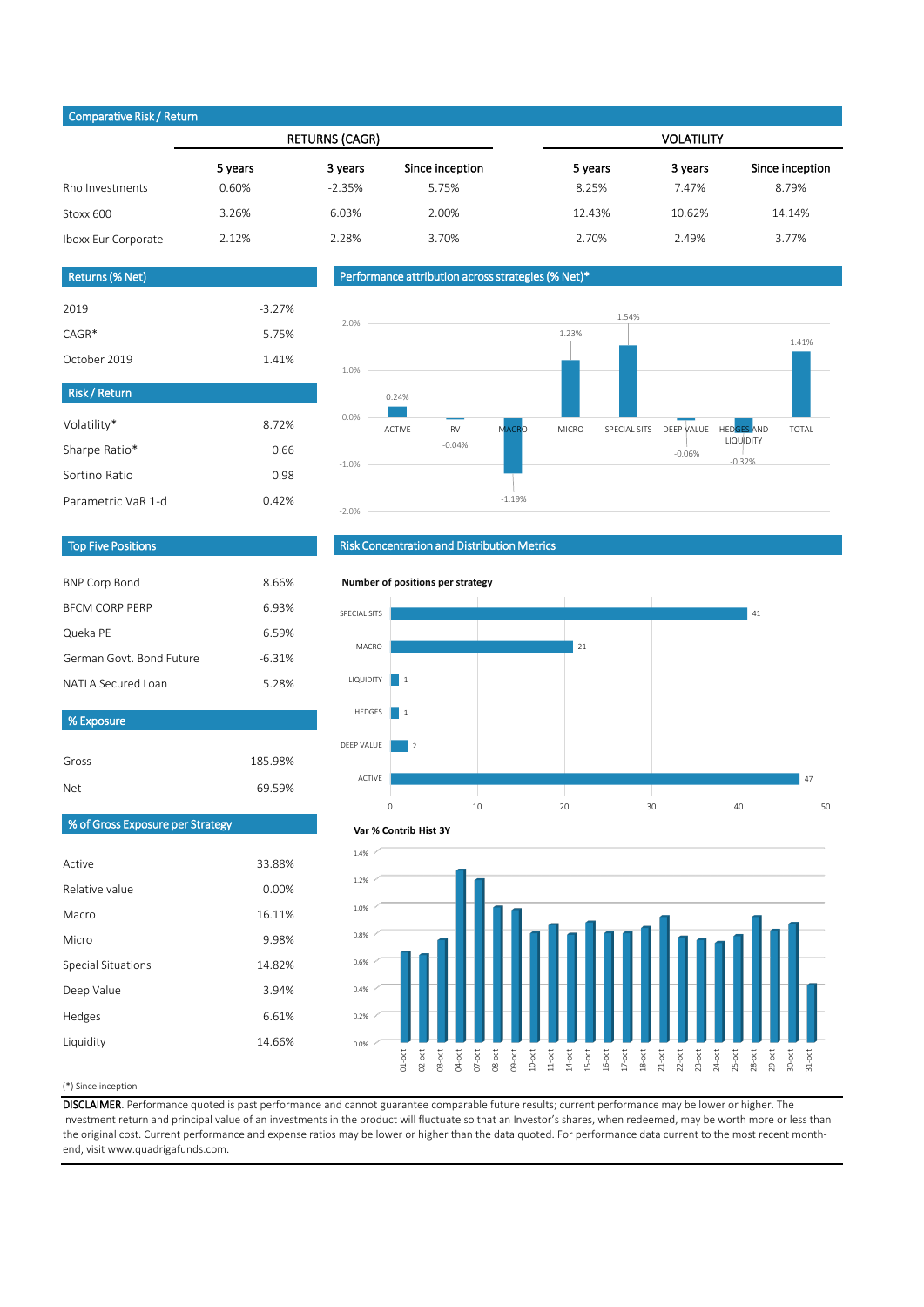## Comparative Risk / Return

| | RETURNS (CAGR) | | | VOLATILITY | | |
|---|---|---|---|---|---|---|
| | 5 years | 3 years | Since inception | 5 years | 3 years | Since inception |
| Rho Investments | 0.60% | -2.35% | 5.75% | 8.25% | 7.47% | 8.79% |
| Stoxx 600 | 3.26% | 6.03% | 2.00% | 12.43% | 10.62% | 14.14% |
| Iboxx Eur Corporate | 2.12% | 2.28% | 3.70% | 2.70% | 2.49% | 3.77% |

## Returns (% Net)

| | |
|---|---|
| 2019 | -3.27% |
| CAGR* | 5.75% |
| October 2019 | 1.41% |

## Risk / Return

| | |
|---|---|
| Volatility* | 8.72% |
| Sharpe Ratio* | 0.66 |
| Sortino Ratio | 0.98 |
| Parametric VaR 1-d | 0.42% |

## Performance attribution across strategies (% Net)*

| Strategy | % Net |
|---|---|
| ACTIVE | 0.24% |
| RV | -0.04% |
| MACRO | -1.19% |
| MICRO | 1.23% |
| SPECIAL SITS | 1.54% |
| DEEP VALUE | -0.06% |
| HEDGES AND LIQUIDITY | -0.32% |
| TOTAL | 1.41% |

## Top Five Positions

| | |
|---|---|
| BNP Corp Bond | 8.66% |
| BFCM CORP PERP | 6.93% |
| Queka PE | 6.59% |
| German Govt. Bond Future | -6.31% |
| NATLA Secured Loan | 5.28% |

## % Exposure

| | |
|---|---|
| Gross | 185.98% |
| Net | 69.59% |

## % of Gross Exposure per Strategy

| | |
|---|---|
| Active | 33.88% |
| Relative value | 0.00% |
| Macro | 16.11% |
| Micro | 9.98% |
| Special Situations | 14.82% |
| Deep Value | 3.94% |
| Hedges | 6.61% |
| Liquidity | 14.66% |

## Risk Concentration and Distribution Metrics

**Number of positions per strategy**

| Strategy | Number of positions |
|---|---|
| SPECIAL SITS | 41 |
| MACRO | 21 |
| LIQUIDITY | 1 |
| HEDGES | 1 |
| DEEP VALUE | 2 |
| ACTIVE | 47 |

**Var % Contrib Hist 3Y**

(Bar chart, daily values for 01-oct to 31-oct; y-axis 0.0% to 1.4%)

(*) Since inception

**DISCLAIMER**. Performance quoted is past performance and cannot guarantee comparable future results; current performance may be lower or higher. The investment return and principal value of an investments in the product will fluctuate so that an Investor's shares, when redeemed, may be worth more or less than the original cost. Current performance and expense ratios may be lower or higher than the data quoted. For performance data current to the most recent month-end, visit www.quadrigafunds.com.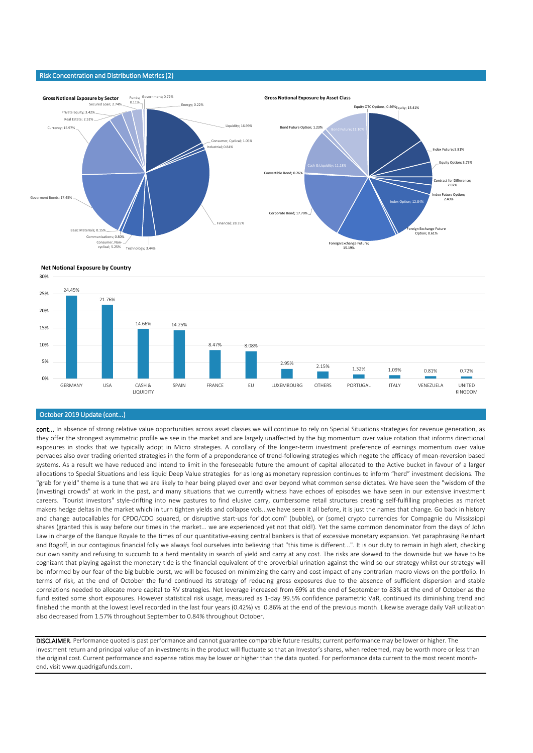## Risk Concentration and Distribution Metrics (2)

**Gross Notional Exposure by Sector**

Funds; 0.11%
Government; 0.72%
Secured Loan; 2.74%
Energy; 0.22%
Private Equity; 3.42%
Real Estate; 2.51%
Currency; 15.97%
Liquidity; 16.99%
Consumer, Cyclical; 1.05%
Industrial; 0.84%
Goverment Bonds; 17.45%
Financial; 28.35%
Basic Materials; 0.15%
Communications; 0.80%
Consumer, Non-cyclical; 5.25%
Technology; 3.44%

**Gross Notional Exposure by Asset Class**

Equity OTC Options; 0.46%
Equity; 15.41%
Bond Future Option; 1.23%
Bond Future; 11.10%
Index Future; 5.81%
Equity Option; 3.75%
Cash & Liquidity; 11.18%
Convertible Bond; 0.26%
Contract for Difference; 2.07%
Index Future Option; 2.40%
Index Option; 12.84%
Corporate Bond; 17.70%
Foreign Exchange Future Option; 0.61%
Foreign Exchange Future; 15.19%

**Net Notional Exposure by Country**

30%
25%
20%
15%
10%
5%
0%

GERMANY 24.45%
USA 21.76%
CASH & LIQUIDITY 14.66%
SPAIN 14.25%
FRANCE 8.47%
EU 8.08%
LUXEMBOURG 2.95%
OTHERS 2.15%
PORTUGAL 1.32%
ITALY 1.09%
VENEZUELA 0.81%
UNITED KINGDOM 0.72%

## October 2019 Update (cont...)

**cont...** In absence of strong relative value opportunities across asset classes we will continue to rely on Special Situations strategies for revenue generation, as they offer the strongest asymmetric profile we see in the market and are largely unaffected by the big momentum over value rotation that informs directional exposures in stocks that we typically adopt in Micro strategies. A corollary of the longer-term investment preference of earnings momentum over value pervades also over trading oriented strategies in the form of a preponderance of trend-following strategies which negate the efficacy of mean-reversion based systems. As a result we have reduced and intend to limit in the foreseeable future the amount of capital allocated to the Active bucket in favour of a larger allocations to Special Situations and less liquid Deep Value strategies for as long as monetary repression continues to inform "herd" investment decisions. The "grab for yield" theme is a tune that we are likely to hear being played over and over beyond what common sense dictates. We have seen the "wisdom of the (investing) crowds" at work in the past, and many situations that we currently witness have echoes of episodes we have seen in our extensive investment careers. "Tourist investors" style-drifting into new pastures to find elusive carry, cumbersome retail structures creating self-fulfilling prophecies as market makers hedge deltas in the market which in turn tighten yields and collapse vols...we have seen it all before, it is just the names that change. Go back in history and change autocallables for CPDO/CDO squared, or disruptive start-ups for"dot.com" (bubble), or (some) crypto currencies for Compagnie du Mississippi shares (granted this is way before our times in the market... we are experienced yet not that old!). Yet the same common denominator from the days of John Law in charge of the Banque Royale to the times of our quantitative-easing central bankers is that of excessive monetary expansion. Yet paraphrasing Reinhart and Rogoff, in our contagious financial folly we always fool ourselves into believing that "this time is different...". It is our duty to remain in high alert, checking our own sanity and refusing to succumb to a herd mentality in search of yield and carry at any cost. The risks are skewed to the downside but we have to be cognizant that playing against the monetary tide is the financial equivalent of the proverbial urination against the wind so our strategy whilst our strategy will be informed by our fear of the big bubble burst, we will be focused on minimizing the carry and cost impact of any contrarian macro views on the portfolio. In terms of risk, at the end of October the fund continued its strategy of reducing gross exposures due to the absence of sufficient dispersion and stable correlations needed to allocate more capital to RV strategies. Net leverage increased from 69% at the end of September to 83% at the end of October as the fund exited some short exposures. However statistical risk usage, measured as 1-day 99.5% confidence parametric VaR, continued its diminishing trend and finished the month at the lowest level recorded in the last four years (0.42%) vs 0.86% at the end of the previous month. Likewise average daily VaR utilization also decreased from 1.57% throughout September to 0.84% throughout October.

**DISCLAIMER**. Performance quoted is past performance and cannot guarantee comparable future results; current performance may be lower or higher. The investment return and principal value of an investments in the product will fluctuate so that an Investor's shares, when redeemed, may be worth more or less than the original cost. Current performance and expense ratios may be lower or higher than the data quoted. For performance data current to the most recent month-end, visit www.quadrigafunds.com.